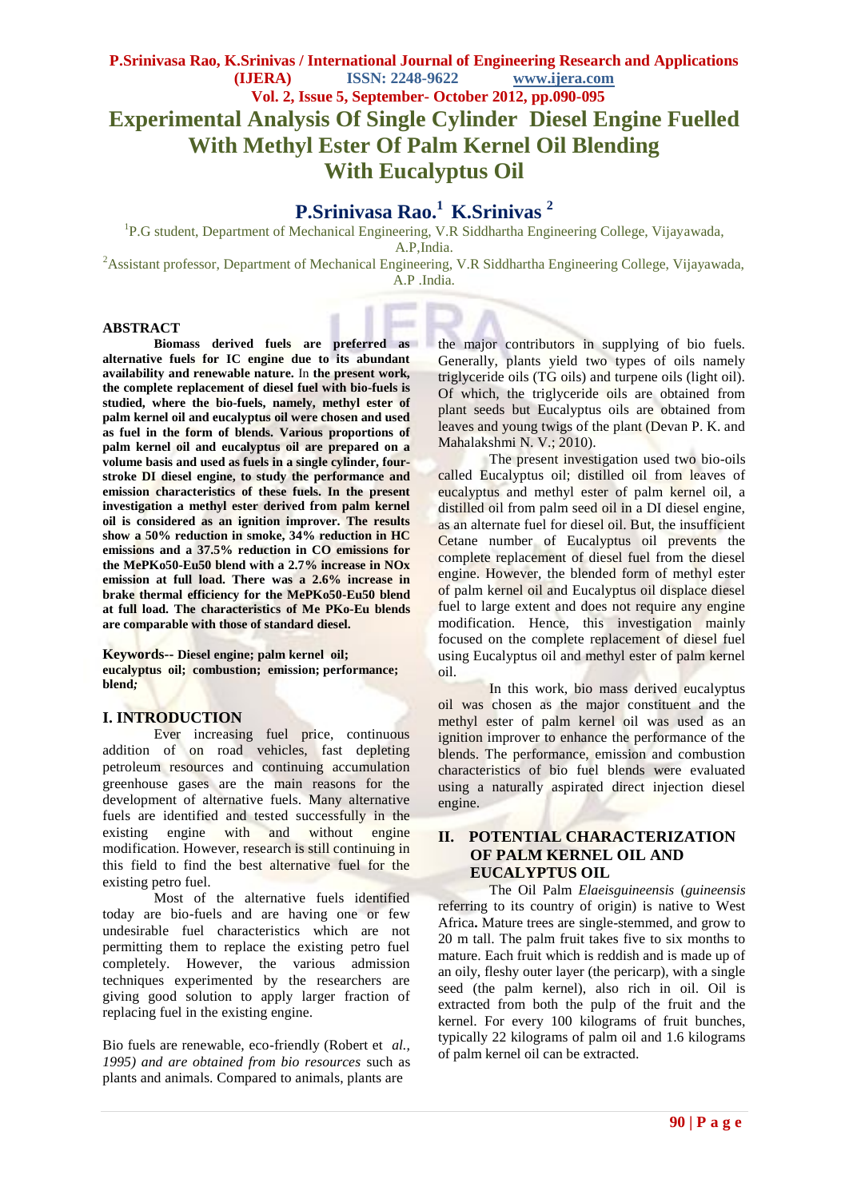# Experimental Analysis Of Single Cylinder Diesel Engine Fuelled With Methyl Ester Of Palm Kernel Oil Blending With Eucalyptus Oil

**P.Srinivasa Rao.[1] K.Srinivas [2]**

[1]P.G student, Department of Mechanical Engineering, V.R Siddhartha Engineering College, Vijayawada, A.P,India.

[2]Assistant professor, Department of Mechanical Engineering, V.R Siddhartha Engineering College, Vijayawada, A.P .India.

## ABSTRACT

**Biomass derived fuels are preferred as alternative fuels for IC engine due to its abundant availability and renewable nature.** In **the present work, the complete replacement of diesel fuel with bio-fuels is studied, where the bio-fuels, namely, methyl ester of palm kernel oil and eucalyptus oil were chosen and used as fuel in the form of blends. Various proportions of palm kernel oil and eucalyptus oil are prepared on a volume basis and used as fuels in a single cylinder, four-stroke DI diesel engine, to study the performance and emission characteristics of these fuels. In the present investigation a methyl ester derived from palm kernel oil is considered as an ignition improver. The results show a 50% reduction in smoke, 34% reduction in HC emissions and a 37.5% reduction in CO emissions for the MePKo50-Eu50 blend with a 2.7% increase in NOx emission at full load. There was a 2.6% increase in brake thermal efficiency for the MePKo50-Eu50 blend at full load. The characteristics of Me PKo-Eu blends are comparable with those of standard diesel.**

**Keywords-- Diesel engine; palm kernel oil; eucalyptus oil; combustion; emission; performance; blend*;***

## I. INTRODUCTION

Ever increasing fuel price, continuous addition of on road vehicles, fast depleting petroleum resources and continuing accumulation greenhouse gases are the main reasons for the development of alternative fuels. Many alternative fuels are identified and tested successfully in the existing engine with and without engine modification. However, research is still continuing in this field to find the best alternative fuel for the existing petro fuel.

Most of the alternative fuels identified today are bio-fuels and are having one or few undesirable fuel characteristics which are not permitting them to replace the existing petro fuel completely. However, the various admission techniques experimented by the researchers are giving good solution to apply larger fraction of replacing fuel in the existing engine.

Bio fuels are renewable, eco-friendly (Robert et *al., 1995) and are obtained from bio resources* such as plants and animals. Compared to animals, plants are the major contributors in supplying of bio fuels. Generally, plants yield two types of oils namely triglyceride oils (TG oils) and turpene oils (light oil). Of which, the triglyceride oils are obtained from plant seeds but Eucalyptus oils are obtained from leaves and young twigs of the plant (Devan P. K. and Mahalakshmi N. V.; 2010).

The present investigation used two bio-oils called Eucalyptus oil; distilled oil from leaves of eucalyptus and methyl ester of palm kernel oil, a distilled oil from palm seed oil in a DI diesel engine, as an alternate fuel for diesel oil. But, the insufficient Cetane number of Eucalyptus oil prevents the complete replacement of diesel fuel from the diesel engine. However, the blended form of methyl ester of palm kernel oil and Eucalyptus oil displace diesel fuel to large extent and does not require any engine modification. Hence, this investigation mainly focused on the complete replacement of diesel fuel using Eucalyptus oil and methyl ester of palm kernel oil.

In this work, bio mass derived eucalyptus oil was chosen as the major constituent and the methyl ester of palm kernel oil was used as an ignition improver to enhance the performance of the blends. The performance, emission and combustion characteristics of bio fuel blends were evaluated using a naturally aspirated direct injection diesel engine.

## II. POTENTIAL CHARACTERIZATION OF PALM KERNEL OIL AND EUCALYPTUS OIL

The Oil Palm *Elaeisguineensis* (*guineensis* referring to its country of origin) is native to West Africa**.** Mature trees are single-stemmed, and grow to 20 m tall. The palm fruit takes five to six months to mature. Each fruit which is reddish and is made up of an oily, fleshy outer layer (the pericarp), with a single seed (the palm kernel), also rich in oil. Oil is extracted from both the pulp of the fruit and the kernel. For every 100 kilograms of fruit bunches, typically 22 kilograms of palm oil and 1.6 kilograms of palm kernel oil can be extracted.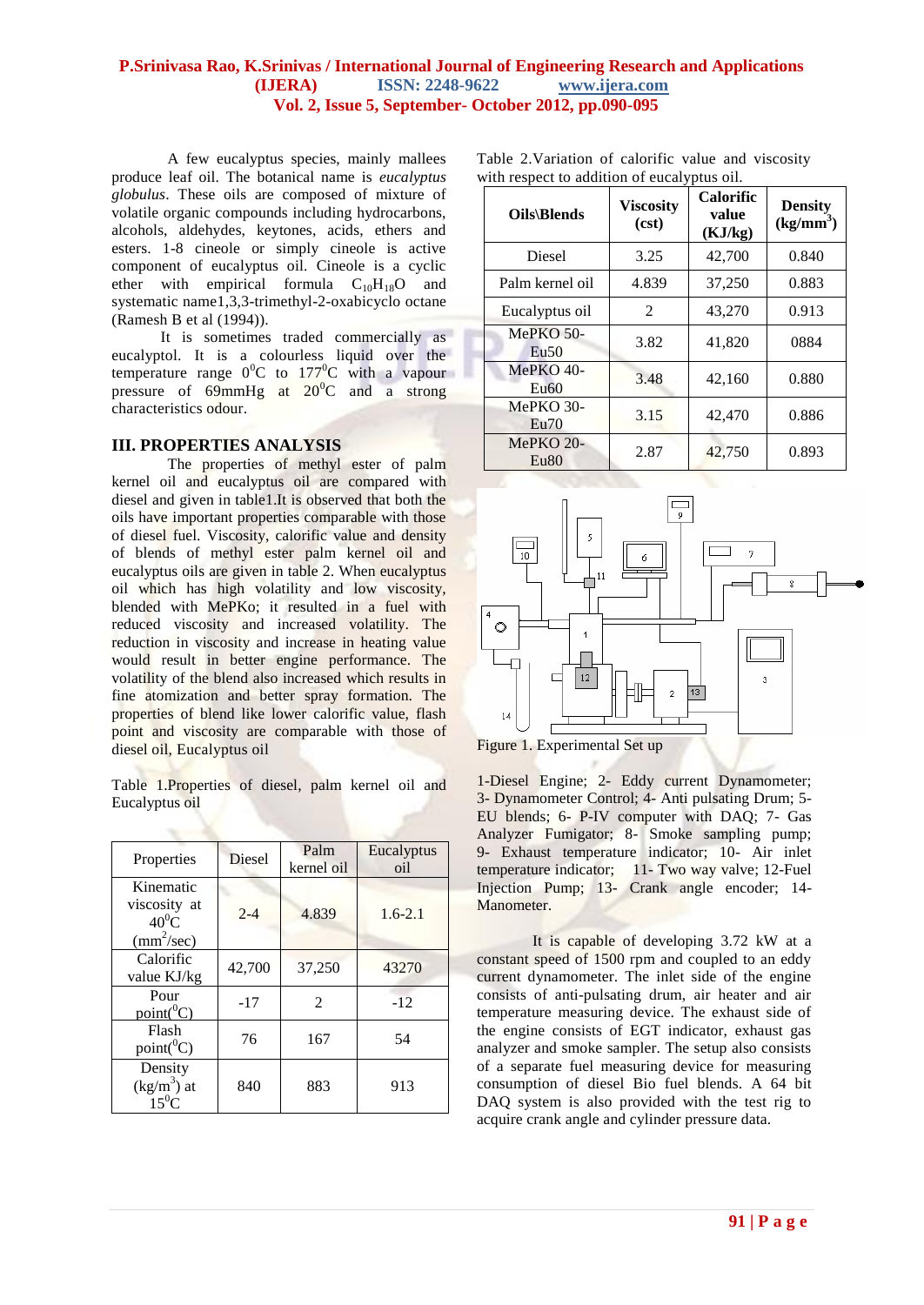A few eucalyptus species, mainly mallees produce leaf oil. The botanical name is *eucalyptus globulus*. These oils are composed of mixture of volatile organic compounds including hydrocarbons, alcohols, aldehydes, keytones, acids, ethers and esters. 1-8 cineole or simply cineole is active component of eucalyptus oil. Cineole is a cyclic ether with empirical formula $C_{10}H_{18}O$ and systematic name1,3,3-trimethyl-2-oxabicyclo octane (Ramesh B et al (1994)).

It is sometimes traded commercially as eucalyptol. It is a colourless liquid over the temperature range $0^0C$ to $177^0C$ with a vapour pressure of 69mmHg at $20^0C$ and a strong characteristics odour.

## III. PROPERTIES ANALYSIS

The properties of methyl ester of palm kernel oil and eucalyptus oil are compared with diesel and given in table1.It is observed that both the oils have important properties comparable with those of diesel fuel. Viscosity, calorific value and density of blends of methyl ester palm kernel oil and eucalyptus oils are given in table 2. When eucalyptus oil which has high volatility and low viscosity, blended with MePKo; it resulted in a fuel with reduced viscosity and increased volatility. The reduction in viscosity and increase in heating value would result in better engine performance. The volatility of the blend also increased which results in fine atomization and better spray formation. The properties of blend like lower calorific value, flash point and viscosity are comparable with those of diesel oil, Eucalyptus oil

Table 1.Properties of diesel, palm kernel oil and Eucalyptus oil

| Properties | Diesel | Palm kernel oil | Eucalyptus oil |
|---|---|---|---|
| Kinematic viscosity at $40^0C$ ($mm^2$/sec) | 2-4 | 4.839 | 1.6-2.1 |
| Calorific value KJ/kg | 42,700 | 37,250 | 43270 |
| Pour point($^0C$) | -17 | 2 | -12 |
| Flash point($^0C$) | 76 | 167 | 54 |
| Density ($kg/m^3$) at $15^0C$ | 840 | 883 | 913 |

Table 2.Variation of calorific value and viscosity with respect to addition of eucalyptus oil.

| Oils\Blends | Viscosity (cst) | Calorific value (KJ/kg) | Density ($kg/mm^3$) |
|---|---|---|---|
| Diesel | 3.25 | 42,700 | 0.840 |
| Palm kernel oil | 4.839 | 37,250 | 0.883 |
| Eucalyptus oil | 2 | 43,270 | 0.913 |
| MePKO 50-Eu50 | 3.82 | 41,820 | 0884 |
| MePKO 40-Eu60 | 3.48 | 42,160 | 0.880 |
| MePKO 30-Eu70 | 3.15 | 42,470 | 0.886 |
| MePKO 20-Eu80 | 2.87 | 42,750 | 0.893 |

Figure 1. Experimental Set up

1-Diesel Engine; 2- Eddy current Dynamometer; 3- Dynamometer Control; 4- Anti pulsating Drum; 5- EU blends; 6- P-IV computer with DAQ; 7- Gas Analyzer Fumigator; 8- Smoke sampling pump; 9- Exhaust temperature indicator; 10- Air inlet temperature indicator; 11- Two way valve; 12-Fuel Injection Pump; 13- Crank angle encoder; 14- Manometer.

It is capable of developing 3.72 kW at a constant speed of 1500 rpm and coupled to an eddy current dynamometer. The inlet side of the engine consists of anti-pulsating drum, air heater and air temperature measuring device. The exhaust side of the engine consists of EGT indicator, exhaust gas analyzer and smoke sampler. The setup also consists of a separate fuel measuring device for measuring consumption of diesel Bio fuel blends. A 64 bit DAQ system is also provided with the test rig to acquire crank angle and cylinder pressure data.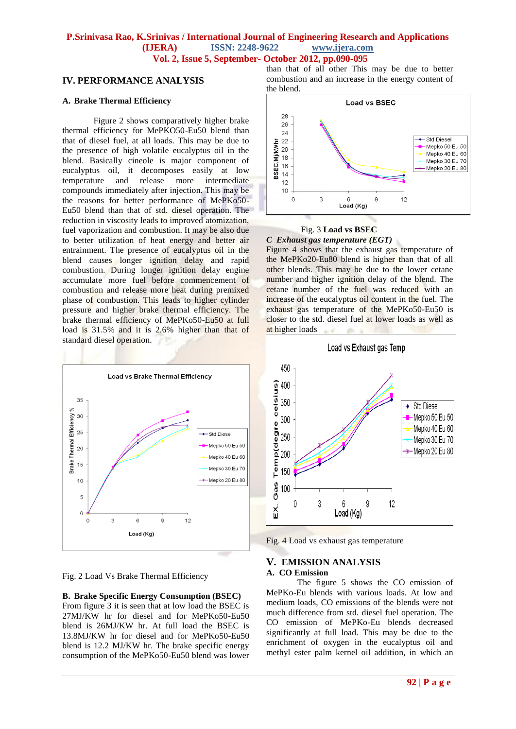## IV. PERFORMANCE ANALYSIS

### A. Brake Thermal Efficiency

Figure 2 shows comparatively higher brake thermal efficiency for MePKO50-Eu50 blend than that of diesel fuel, at all loads. This may be due to the presence of high volatile eucalyptus oil in the blend. Basically cineole is major component of eucalyptus oil, it decomposes easily at low temperature and release more intermediate compounds immediately after injection. This may be the reasons for better performance of MePKo50-Eu50 blend than that of std. diesel operation. The reduction in viscosity leads to improved atomization, fuel vaporization and combustion. It may be also due to better utilization of heat energy and better air entrainment. The presence of eucalyptus oil in the blend causes longer ignition delay and rapid combustion. During longer ignition delay engine accumulate more fuel before commencement of combustion and release more heat during premixed phase of combustion. This leads to higher cylinder pressure and higher brake thermal efficiency. The brake thermal efficiency of MePKo50-Eu50 at full load is 31.5% and it is 2.6% higher than that of standard diesel operation.

Fig. 2 Load Vs Brake Thermal Efficiency

### B. Brake Specific Energy Consumption (BSEC)

From figure 3 it is seen that at low load the BSEC is 27MJ/KW hr for diesel and for MePKo50-Eu50 blend is 26MJ/KW hr. At full load the BSEC is 13.8MJ/KW hr for diesel and for MePKo50-Eu50 blend is 12.2 MJ/KW hr. The brake specific energy consumption of the MePKo50-Eu50 blend was lower than that of all other This may be due to better combustion and an increase in the energy content of the blend.

Fig. 3 **Load vs BSEC**

### *C Exhaust gas temperature (EGT)*

Figure 4 shows that the exhaust gas temperature of the MePKo20-Eu80 blend is higher than that of all other blends. This may be due to the lower cetane number and higher ignition delay of the blend. The cetane number of the fuel was reduced with an increase of the eucalyptus oil content in the fuel. The exhaust gas temperature of the MePKo50-Eu50 is closer to the std. diesel fuel at lower loads as well as at higher loads

Fig. 4 Load vs exhaust gas temperature

## V. EMISSION ANALYSIS

### A. CO Emission

The figure 5 shows the CO emission of MePKo-Eu blends with various loads. At low and medium loads, CO emissions of the blends were not much difference from std. diesel fuel operation. The CO emission of MePKo-Eu blends decreased significantly at full load. This may be due to the enrichment of oxygen in the eucalyptus oil and methyl ester palm kernel oil addition, in which an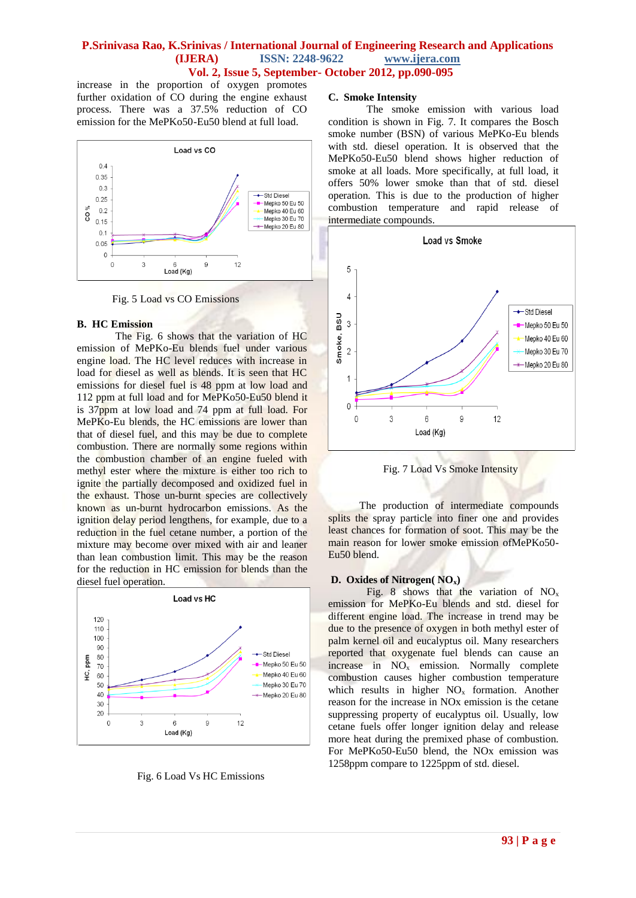increase in the proportion of oxygen promotes further oxidation of CO during the engine exhaust process. There was a 37.5% reduction of CO emission for the MePKo50-Eu50 blend at full load.

Fig. 5 Load vs CO Emissions

### B. HC Emission

The Fig. 6 shows that the variation of HC emission of MePKo-Eu blends fuel under various engine load. The HC level reduces with increase in load for diesel as well as blends. It is seen that HC emissions for diesel fuel is 48 ppm at low load and 112 ppm at full load and for MePKo50-Eu50 blend it is 37ppm at low load and 74 ppm at full load. For MePKo-Eu blends, the HC emissions are lower than that of diesel fuel, and this may be due to complete combustion. There are normally some regions within the combustion chamber of an engine fueled with methyl ester where the mixture is either too rich to ignite the partially decomposed and oxidized fuel in the exhaust. Those un-burnt species are collectively known as un-burnt hydrocarbon emissions. As the ignition delay period lengthens, for example, due to a reduction in the fuel cetane number, a portion of the mixture may become over mixed with air and leaner than lean combustion limit. This may be the reason for the reduction in HC emission for blends than the diesel fuel operation.

Fig. 6 Load Vs HC Emissions

### C. Smoke Intensity

The smoke emission with various load condition is shown in Fig. 7. It compares the Bosch smoke number (BSN) of various MePKo-Eu blends with std. diesel operation. It is observed that the MePKo50-Eu50 blend shows higher reduction of smoke at all loads. More specifically, at full load, it offers 50% lower smoke than that of std. diesel operation. This is due to the production of higher combustion temperature and rapid release of intermediate compounds.

Fig. 7 Load Vs Smoke Intensity

The production of intermediate compounds splits the spray particle into finer one and provides least chances for formation of soot. This may be the main reason for lower smoke emission ofMePKo50-Eu50 blend.

### D. Oxides of Nitrogen( $NO_x$)

Fig. 8 shows that the variation of $NO_x$ emission for MePKo-Eu blends and std. diesel for different engine load. The increase in trend may be due to the presence of oxygen in both methyl ester of palm kernel oil and eucalyptus oil. Many researchers reported that oxygenate fuel blends can cause an increase in $NO_x$ emission. Normally complete combustion causes higher combustion temperature which results in higher $NO_x$ formation. Another reason for the increase in NOx emission is the cetane suppressing property of eucalyptus oil. Usually, low cetane fuels offer longer ignition delay and release more heat during the premixed phase of combustion. For MePKo50-Eu50 blend, the NOx emission was 1258ppm compare to 1225ppm of std. diesel.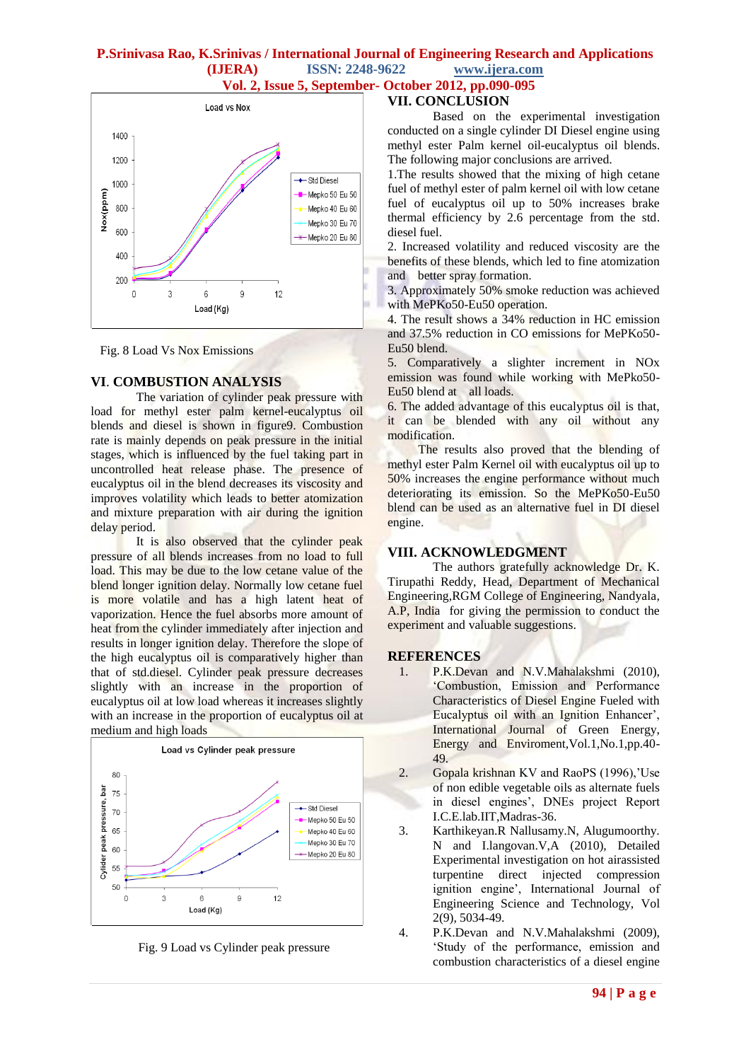Fig. 8 Load Vs Nox Emissions

## VI. COMBUSTION ANALYSIS

The variation of cylinder peak pressure with load for methyl ester palm kernel-eucalyptus oil blends and diesel is shown in figure9. Combustion rate is mainly depends on peak pressure in the initial stages, which is influenced by the fuel taking part in uncontrolled heat release phase. The presence of eucalyptus oil in the blend decreases its viscosity and improves volatility which leads to better atomization and mixture preparation with air during the ignition delay period.

It is also observed that the cylinder peak pressure of all blends increases from no load to full load. This may be due to the low cetane value of the blend longer ignition delay. Normally low cetane fuel is more volatile and has a high latent heat of vaporization. Hence the fuel absorbs more amount of heat from the cylinder immediately after injection and results in longer ignition delay. Therefore the slope of the high eucalyptus oil is comparatively higher than that of std.diesel. Cylinder peak pressure decreases slightly with an increase in the proportion of eucalyptus oil at low load whereas it increases slightly with an increase in the proportion of eucalyptus oil at medium and high loads

Fig. 9 Load vs Cylinder peak pressure

## VII. CONCLUSION

Based on the experimental investigation conducted on a single cylinder DI Diesel engine using methyl ester Palm kernel oil-eucalyptus oil blends. The following major conclusions are arrived.

1.The results showed that the mixing of high cetane fuel of methyl ester of palm kernel oil with low cetane fuel of eucalyptus oil up to 50% increases brake thermal efficiency by 2.6 percentage from the std. diesel fuel.

2. Increased volatility and reduced viscosity are the benefits of these blends, which led to fine atomization and better spray formation.

3. Approximately 50% smoke reduction was achieved with MePKo50-Eu50 operation.

4. The result shows a 34% reduction in HC emission and 37.5% reduction in CO emissions for MePKo50-Eu50 blend.

5. Comparatively a slighter increment in NOx emission was found while working with MePko50-Eu50 blend at all loads.

6. The added advantage of this eucalyptus oil is that, it can be blended with any oil without any modification.

The results also proved that the blending of methyl ester Palm Kernel oil with eucalyptus oil up to 50% increases the engine performance without much deteriorating its emission. So the MePKo50-Eu50 blend can be used as an alternative fuel in DI diesel engine.

## VIII. ACKNOWLEDGMENT

The authors gratefully acknowledge Dr. K. Tirupathi Reddy, Head, Department of Mechanical Engineering,RGM College of Engineering, Nandyala, A.P, India for giving the permission to conduct the experiment and valuable suggestions.

## REFERENCES

1. P.K.Devan and N.V.Mahalakshmi (2010), 'Combustion, Emission and Performance Characteristics of Diesel Engine Fueled with Eucalyptus oil with an Ignition Enhancer', International Journal of Green Energy, Energy and Enviroment,Vol.1,No.1,pp.40-49.
2. Gopala krishnan KV and RaoPS (1996),'Use of non edible vegetable oils as alternate fuels in diesel engines', DNEs project Report I.C.E.lab.IIT,Madras-36.
3. Karthikeyan.R Nallusamy.N, Alugumoorthy. N and I.langovan.V,A (2010), Detailed Experimental investigation on hot airassisted turpentine direct injected compression ignition engine', International Journal of Engineering Science and Technology, Vol 2(9), 5034-49.
4. P.K.Devan and N.V.Mahalakshmi (2009), 'Study of the performance, emission and combustion characteristics of a diesel engine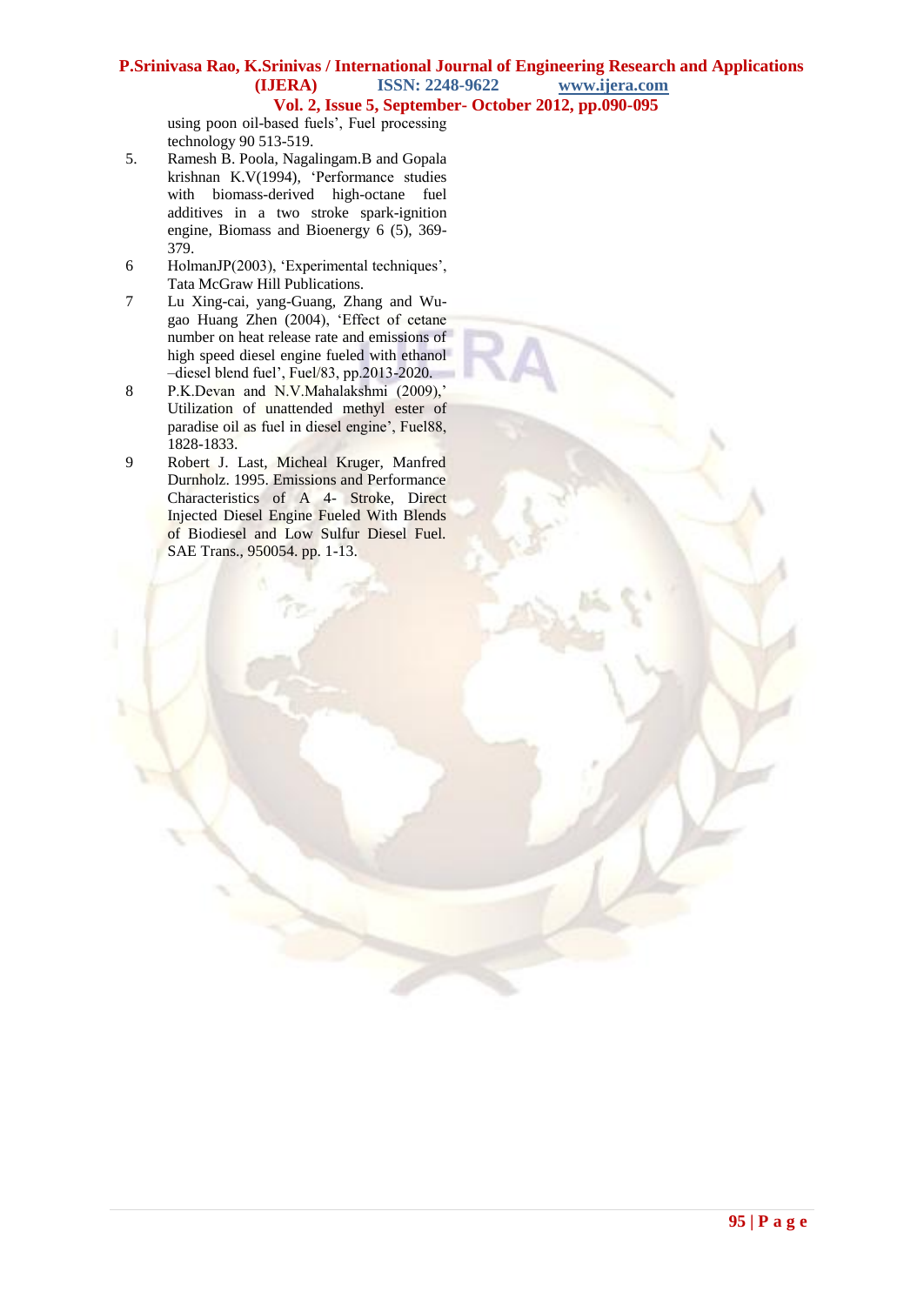using poon oil-based fuels', Fuel processing technology 90 513-519.

5. Ramesh B. Poola, Nagalingam.B and Gopala krishnan K.V(1994), 'Performance studies with biomass-derived high-octane fuel additives in a two stroke spark-ignition engine, Biomass and Bioenergy 6 (5), 369-379.
6. HolmanJP(2003), 'Experimental techniques', Tata McGraw Hill Publications.
7. Lu Xing-cai, yang-Guang, Zhang and Wu-gao Huang Zhen (2004), 'Effect of cetane number on heat release rate and emissions of high speed diesel engine fueled with ethanol –diesel blend fuel', Fuel/83, pp.2013-2020.
8. P.K.Devan and N.V.Mahalakshmi (2009),' Utilization of unattended methyl ester of paradise oil as fuel in diesel engine', Fuel88, 1828-1833.
9. Robert J. Last, Micheal Kruger, Manfred Durnholz. 1995. Emissions and Performance Characteristics of A 4- Stroke, Direct Injected Diesel Engine Fueled With Blends of Biodiesel and Low Sulfur Diesel Fuel. SAE Trans., 950054. pp. 1-13.